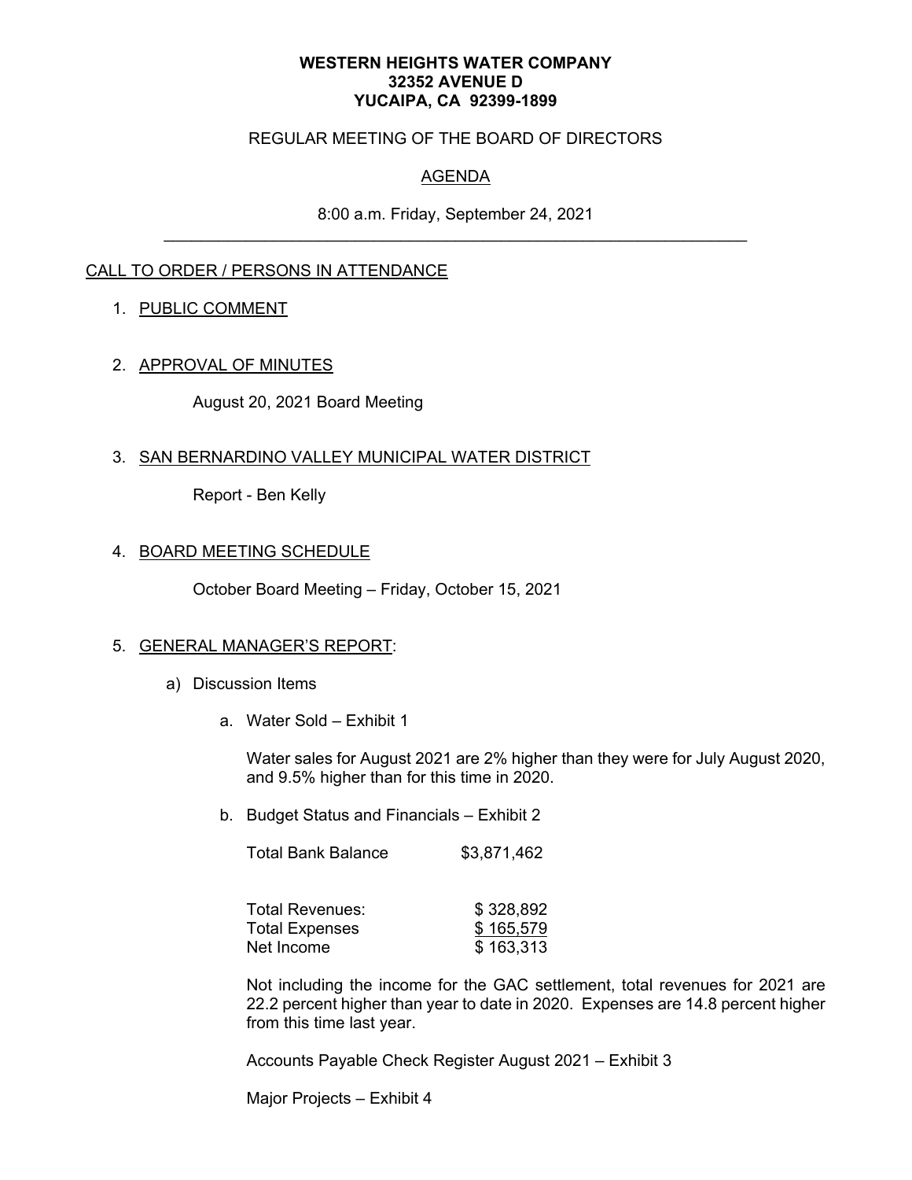**WESTERN HEIGHTS WATER COMPANY**
**32352 AVENUE D**
**YUCAIPA, CA 92399-1899**

REGULAR MEETING OF THE BOARD OF DIRECTORS

AGENDA

8:00 a.m. Friday, September 24, 2021

---

CALL TO ORDER / PERSONS IN ATTENDANCE

1. PUBLIC COMMENT

2. APPROVAL OF MINUTES

   August 20, 2021 Board Meeting

3. SAN BERNARDINO VALLEY MUNICIPAL WATER DISTRICT

   Report - Ben Kelly

4. BOARD MEETING SCHEDULE

   October Board Meeting – Friday, October 15, 2021

5. GENERAL MANAGER'S REPORT:

   a) Discussion Items

      a. Water Sold – Exhibit 1

         Water sales for August 2021 are 2% higher than they were for July August 2020, and 9.5% higher than for this time in 2020.

      b. Budget Status and Financials – Exhibit 2

         | | |
         |---|---|
         | Total Bank Balance | $3,871,462 |

         | | |
         |---|---|
         | Total Revenues: | $ 328,892 |
         | Total Expenses | $ 165,579 |
         | Net Income | $ 163,313 |

         Not including the income for the GAC settlement, total revenues for 2021 are 22.2 percent higher than year to date in 2020. Expenses are 14.8 percent higher from this time last year.

         Accounts Payable Check Register August 2021 – Exhibit 3

         Major Projects – Exhibit 4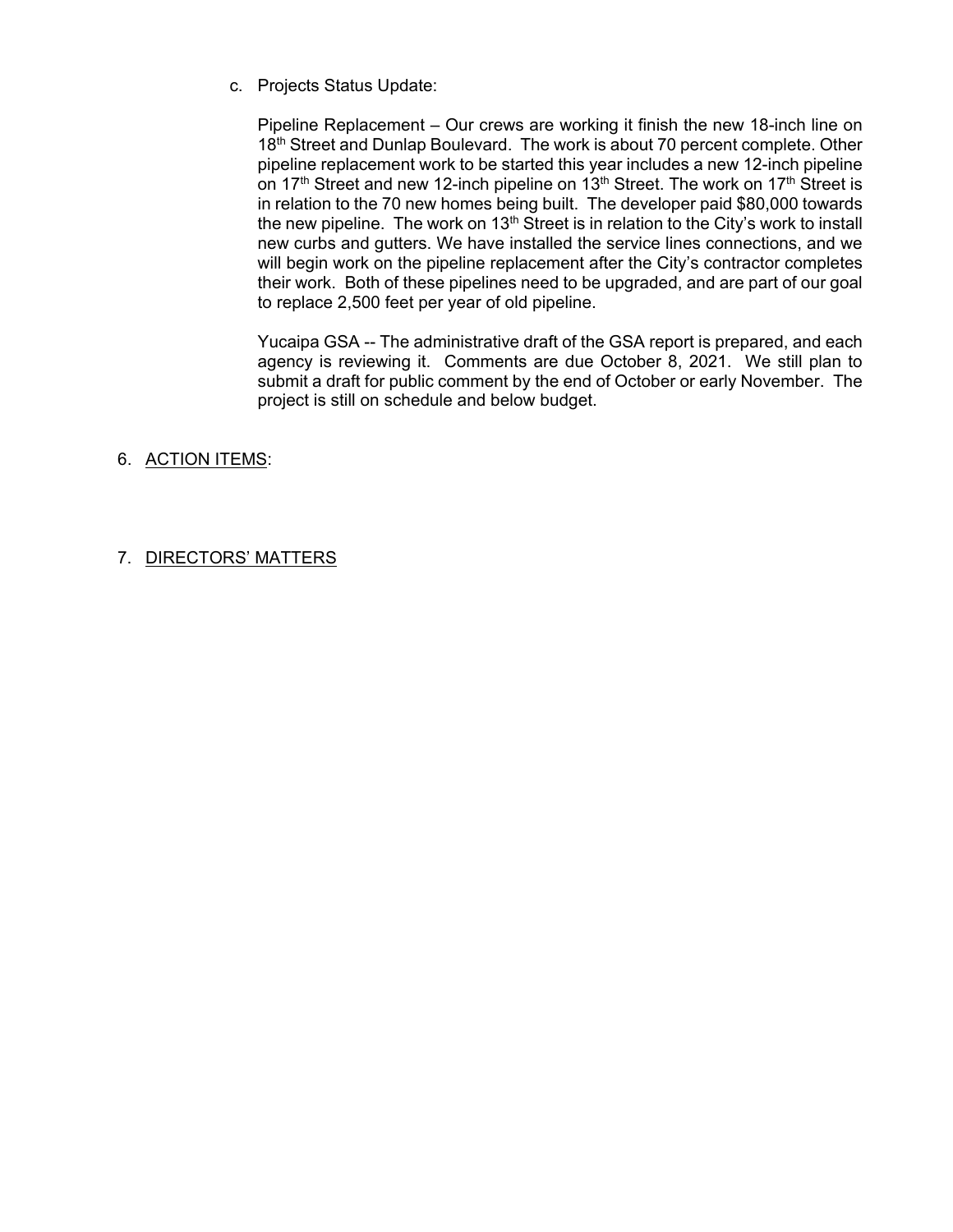c. Projects Status Update:

Pipeline Replacement – Our crews are working it finish the new 18-inch line on 18th Street and Dunlap Boulevard. The work is about 70 percent complete. Other pipeline replacement work to be started this year includes a new 12-inch pipeline on 17th Street and new 12-inch pipeline on 13th Street. The work on 17th Street is in relation to the 70 new homes being built. The developer paid $80,000 towards the new pipeline. The work on 13th Street is in relation to the City's work to install new curbs and gutters. We have installed the service lines connections, and we will begin work on the pipeline replacement after the City's contractor completes their work. Both of these pipelines need to be upgraded, and are part of our goal to replace 2,500 feet per year of old pipeline.

Yucaipa GSA -- The administrative draft of the GSA report is prepared, and each agency is reviewing it. Comments are due October 8, 2021. We still plan to submit a draft for public comment by the end of October or early November. The project is still on schedule and below budget.

6. ACTION ITEMS:

7. DIRECTORS' MATTERS